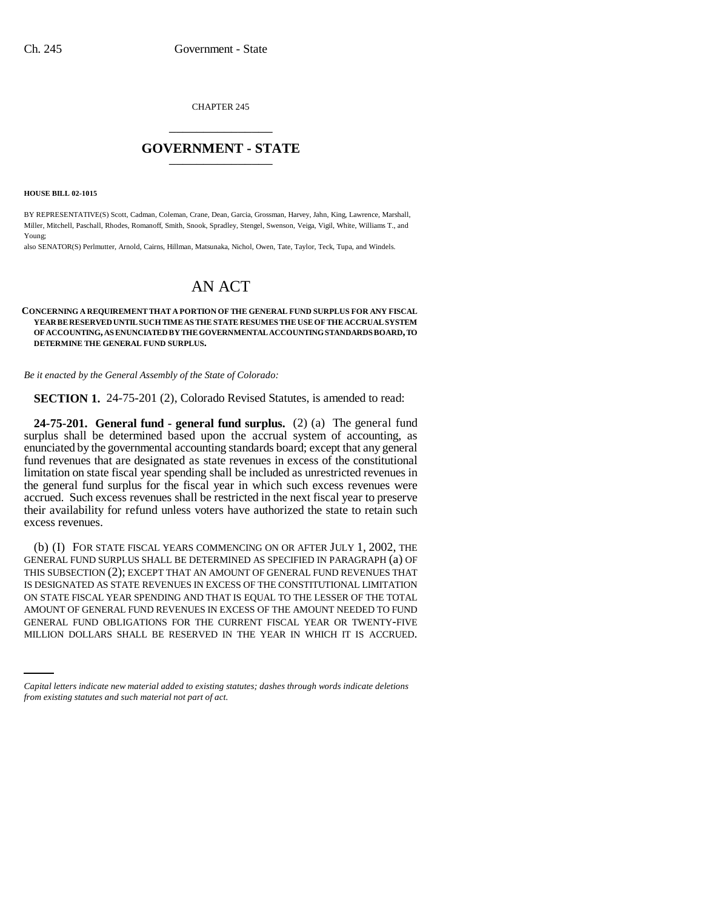CHAPTER 245

# GOVERNMENT - STATE

**HOUSE BILL 02-1015**

BY REPRESENTATIVE(S) Scott, Cadman, Coleman, Crane, Dean, Garcia, Grossman, Harvey, Jahn, King, Lawrence, Marshall, Miller, Mitchell, Paschall, Rhodes, Romanoff, Smith, Snook, Spradley, Stengel, Swenson, Veiga, Vigil, White, Williams T., and Young;

also SENATOR(S) Perlmutter, Arnold, Cairns, Hillman, Matsunaka, Nichol, Owen, Tate, Taylor, Teck, Tupa, and Windels.

# AN ACT

**CONCERNING A REQUIREMENT THAT A PORTION OF THE GENERAL FUND SURPLUS FOR ANY FISCAL YEAR BE RESERVED UNTIL SUCH TIME AS THE STATE RESUMES THE USE OF THE ACCRUAL SYSTEM OF ACCOUNTING, AS ENUNCIATED BY THE GOVERNMENTAL ACCOUNTING STANDARDS BOARD, TO DETERMINE THE GENERAL FUND SURPLUS.**

*Be it enacted by the General Assembly of the State of Colorado:*

**SECTION 1.** 24-75-201 (2), Colorado Revised Statutes, is amended to read:

**24-75-201. General fund - general fund surplus.** (2) (a) The general fund surplus shall be determined based upon the accrual system of accounting, as enunciated by the governmental accounting standards board; except that any general fund revenues that are designated as state revenues in excess of the constitutional limitation on state fiscal year spending shall be included as unrestricted revenues in the general fund surplus for the fiscal year in which such excess revenues were accrued. Such excess revenues shall be restricted in the next fiscal year to preserve their availability for refund unless voters have authorized the state to retain such excess revenues.

(b) (I) FOR STATE FISCAL YEARS COMMENCING ON OR AFTER JULY 1, 2002, THE GENERAL FUND SURPLUS SHALL BE DETERMINED AS SPECIFIED IN PARAGRAPH (a) OF THIS SUBSECTION (2); EXCEPT THAT AN AMOUNT OF GENERAL FUND REVENUES THAT IS DESIGNATED AS STATE REVENUES IN EXCESS OF THE CONSTITUTIONAL LIMITATION ON STATE FISCAL YEAR SPENDING AND THAT IS EQUAL TO THE LESSER OF THE TOTAL AMOUNT OF GENERAL FUND REVENUES IN EXCESS OF THE AMOUNT NEEDED TO FUND GENERAL FUND OBLIGATIONS FOR THE CURRENT FISCAL YEAR OR TWENTY-FIVE MILLION DOLLARS SHALL BE RESERVED IN THE YEAR IN WHICH IT IS ACCRUED.

*Capital letters indicate new material added to existing statutes; dashes through words indicate deletions from existing statutes and such material not part of act.*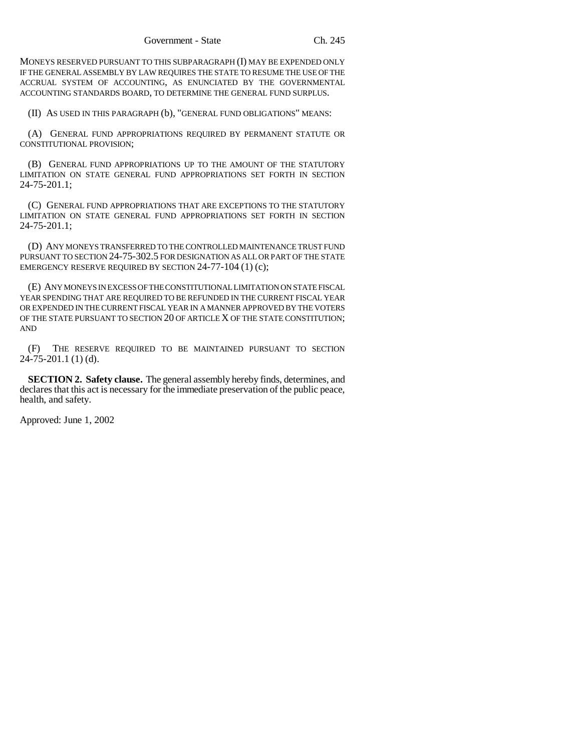MONEYS RESERVED PURSUANT TO THIS SUBPARAGRAPH (I) MAY BE EXPENDED ONLY IF THE GENERAL ASSEMBLY BY LAW REQUIRES THE STATE TO RESUME THE USE OF THE ACCRUAL SYSTEM OF ACCOUNTING, AS ENUNCIATED BY THE GOVERNMENTAL ACCOUNTING STANDARDS BOARD, TO DETERMINE THE GENERAL FUND SURPLUS.

(II) AS USED IN THIS PARAGRAPH (b), "GENERAL FUND OBLIGATIONS" MEANS:

(A) GENERAL FUND APPROPRIATIONS REQUIRED BY PERMANENT STATUTE OR CONSTITUTIONAL PROVISION;

(B) GENERAL FUND APPROPRIATIONS UP TO THE AMOUNT OF THE STATUTORY LIMITATION ON STATE GENERAL FUND APPROPRIATIONS SET FORTH IN SECTION 24-75-201.1;

(C) GENERAL FUND APPROPRIATIONS THAT ARE EXCEPTIONS TO THE STATUTORY LIMITATION ON STATE GENERAL FUND APPROPRIATIONS SET FORTH IN SECTION 24-75-201.1;

(D) ANY MONEYS TRANSFERRED TO THE CONTROLLED MAINTENANCE TRUST FUND PURSUANT TO SECTION 24-75-302.5 FOR DESIGNATION AS ALL OR PART OF THE STATE EMERGENCY RESERVE REQUIRED BY SECTION 24-77-104 (1) (c);

(E) ANY MONEYS IN EXCESS OF THE CONSTITUTIONAL LIMITATION ON STATE FISCAL YEAR SPENDING THAT ARE REQUIRED TO BE REFUNDED IN THE CURRENT FISCAL YEAR OR EXPENDED IN THE CURRENT FISCAL YEAR IN A MANNER APPROVED BY THE VOTERS OF THE STATE PURSUANT TO SECTION 20 OF ARTICLE X OF THE STATE CONSTITUTION; AND

(F) THE RESERVE REQUIRED TO BE MAINTAINED PURSUANT TO SECTION 24-75-201.1 (1) (d).

**SECTION 2. Safety clause.** The general assembly hereby finds, determines, and declares that this act is necessary for the immediate preservation of the public peace, health, and safety.

Approved: June 1, 2002